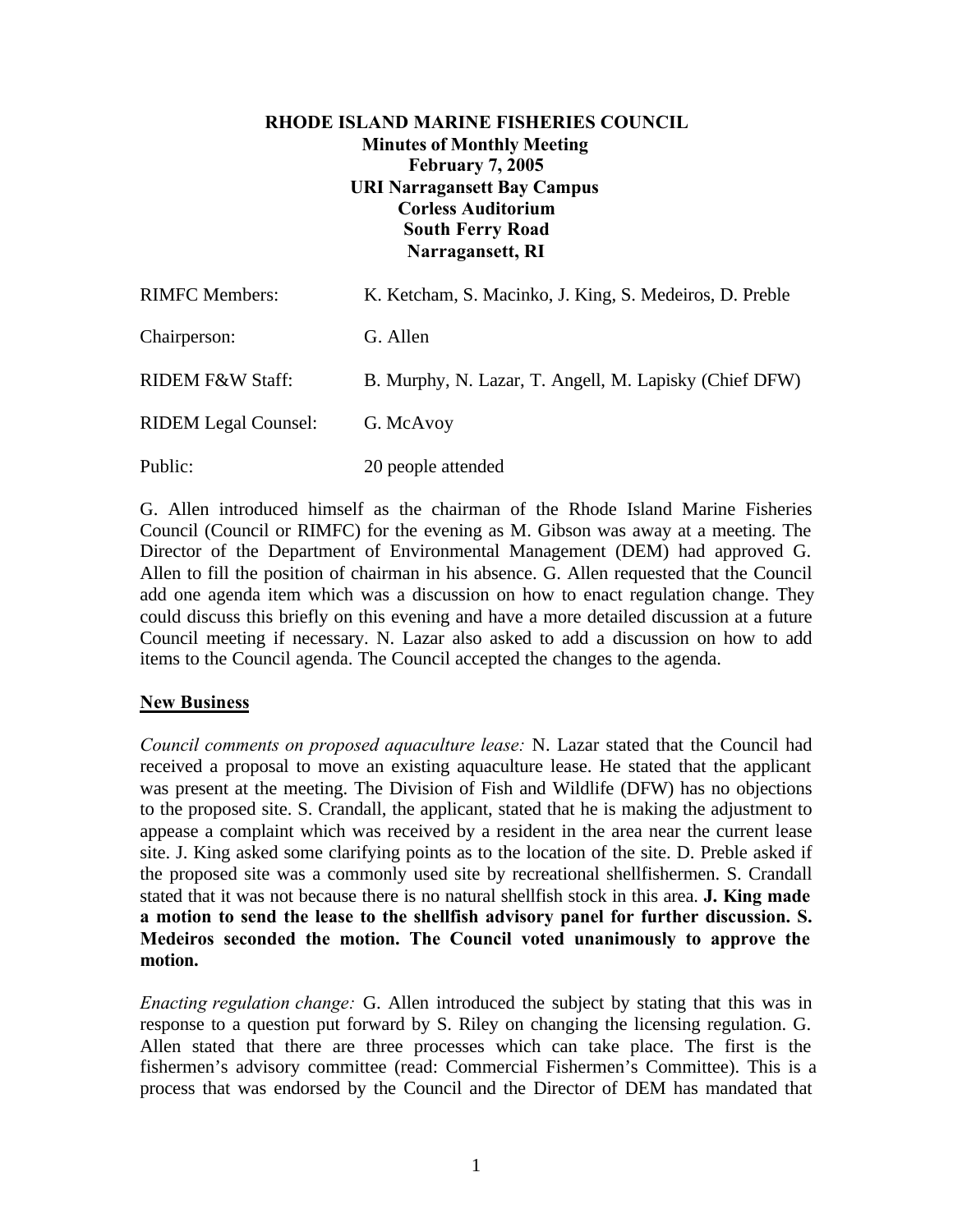# RHODE ISLAND MARINE FISHERIES COUNCIL

**Minutes of Monthly Meeting**
**February 7, 2005**
**URI Narragansett Bay Campus**
**Corless Auditorium**
**South Ferry Road**
**Narragansett, RI**

| | |
|---|---|
| RIMFC Members: | K. Ketcham, S. Macinko, J. King, S. Medeiros, D. Preble |
| Chairperson: | G. Allen |
| RIDEM F&W Staff: | B. Murphy, N. Lazar, T. Angell, M. Lapisky (Chief DFW) |
| RIDEM Legal Counsel: | G. McAvoy |
| Public: | 20 people attended |

G. Allen introduced himself as the chairman of the Rhode Island Marine Fisheries Council (Council or RIMFC) for the evening as M. Gibson was away at a meeting. The Director of the Department of Environmental Management (DEM) had approved G. Allen to fill the position of chairman in his absence. G. Allen requested that the Council add one agenda item which was a discussion on how to enact regulation change. They could discuss this briefly on this evening and have a more detailed discussion at a future Council meeting if necessary. N. Lazar also asked to add a discussion on how to add items to the Council agenda. The Council accepted the changes to the agenda.

## New Business

*Council comments on proposed aquaculture lease:* N. Lazar stated that the Council had received a proposal to move an existing aquaculture lease. He stated that the applicant was present at the meeting. The Division of Fish and Wildlife (DFW) has no objections to the proposed site. S. Crandall, the applicant, stated that he is making the adjustment to appease a complaint which was received by a resident in the area near the current lease site. J. King asked some clarifying points as to the location of the site. D. Preble asked if the proposed site was a commonly used site by recreational shellfishermen. S. Crandall stated that it was not because there is no natural shellfish stock in this area. **J. King made a motion to send the lease to the shellfish advisory panel for further discussion. S. Medeiros seconded the motion. The Council voted unanimously to approve the motion.**

*Enacting regulation change:* G. Allen introduced the subject by stating that this was in response to a question put forward by S. Riley on changing the licensing regulation. G. Allen stated that there are three processes which can take place. The first is the fishermen's advisory committee (read: Commercial Fishermen's Committee). This is a process that was endorsed by the Council and the Director of DEM has mandated that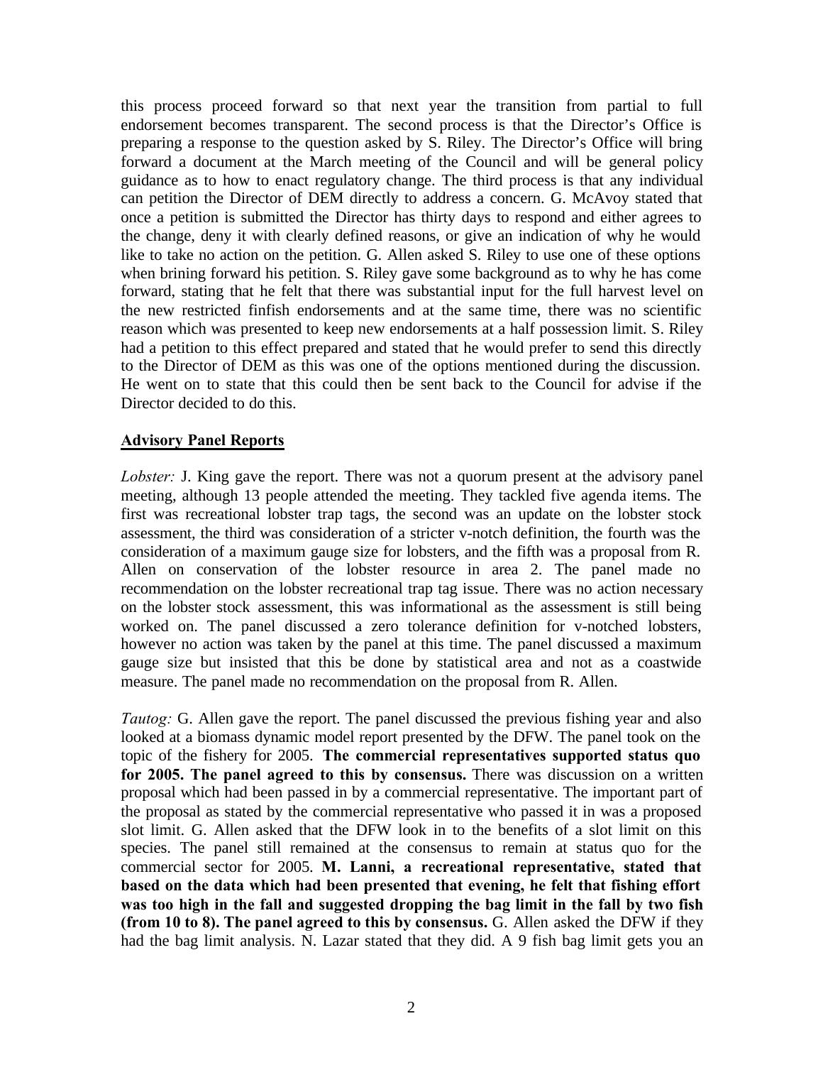this process proceed forward so that next year the transition from partial to full endorsement becomes transparent. The second process is that the Director's Office is preparing a response to the question asked by S. Riley. The Director's Office will bring forward a document at the March meeting of the Council and will be general policy guidance as to how to enact regulatory change. The third process is that any individual can petition the Director of DEM directly to address a concern. G. McAvoy stated that once a petition is submitted the Director has thirty days to respond and either agrees to the change, deny it with clearly defined reasons, or give an indication of why he would like to take no action on the petition. G. Allen asked S. Riley to use one of these options when brining forward his petition. S. Riley gave some background as to why he has come forward, stating that he felt that there was substantial input for the full harvest level on the new restricted finfish endorsements and at the same time, there was no scientific reason which was presented to keep new endorsements at a half possession limit. S. Riley had a petition to this effect prepared and stated that he would prefer to send this directly to the Director of DEM as this was one of the options mentioned during the discussion. He went on to state that this could then be sent back to the Council for advise if the Director decided to do this.

## Advisory Panel Reports

*Lobster:* J. King gave the report. There was not a quorum present at the advisory panel meeting, although 13 people attended the meeting. They tackled five agenda items. The first was recreational lobster trap tags, the second was an update on the lobster stock assessment, the third was consideration of a stricter v-notch definition, the fourth was the consideration of a maximum gauge size for lobsters, and the fifth was a proposal from R. Allen on conservation of the lobster resource in area 2. The panel made no recommendation on the lobster recreational trap tag issue. There was no action necessary on the lobster stock assessment, this was informational as the assessment is still being worked on. The panel discussed a zero tolerance definition for v-notched lobsters, however no action was taken by the panel at this time. The panel discussed a maximum gauge size but insisted that this be done by statistical area and not as a coastwide measure. The panel made no recommendation on the proposal from R. Allen.

*Tautog:* G. Allen gave the report. The panel discussed the previous fishing year and also looked at a biomass dynamic model report presented by the DFW. The panel took on the topic of the fishery for 2005. **The commercial representatives supported status quo for 2005. The panel agreed to this by consensus.** There was discussion on a written proposal which had been passed in by a commercial representative. The important part of the proposal as stated by the commercial representative who passed it in was a proposed slot limit. G. Allen asked that the DFW look in to the benefits of a slot limit on this species. The panel still remained at the consensus to remain at status quo for the commercial sector for 2005. **M. Lanni, a recreational representative, stated that based on the data which had been presented that evening, he felt that fishing effort was too high in the fall and suggested dropping the bag limit in the fall by two fish (from 10 to 8). The panel agreed to this by consensus.** G. Allen asked the DFW if they had the bag limit analysis. N. Lazar stated that they did. A 9 fish bag limit gets you an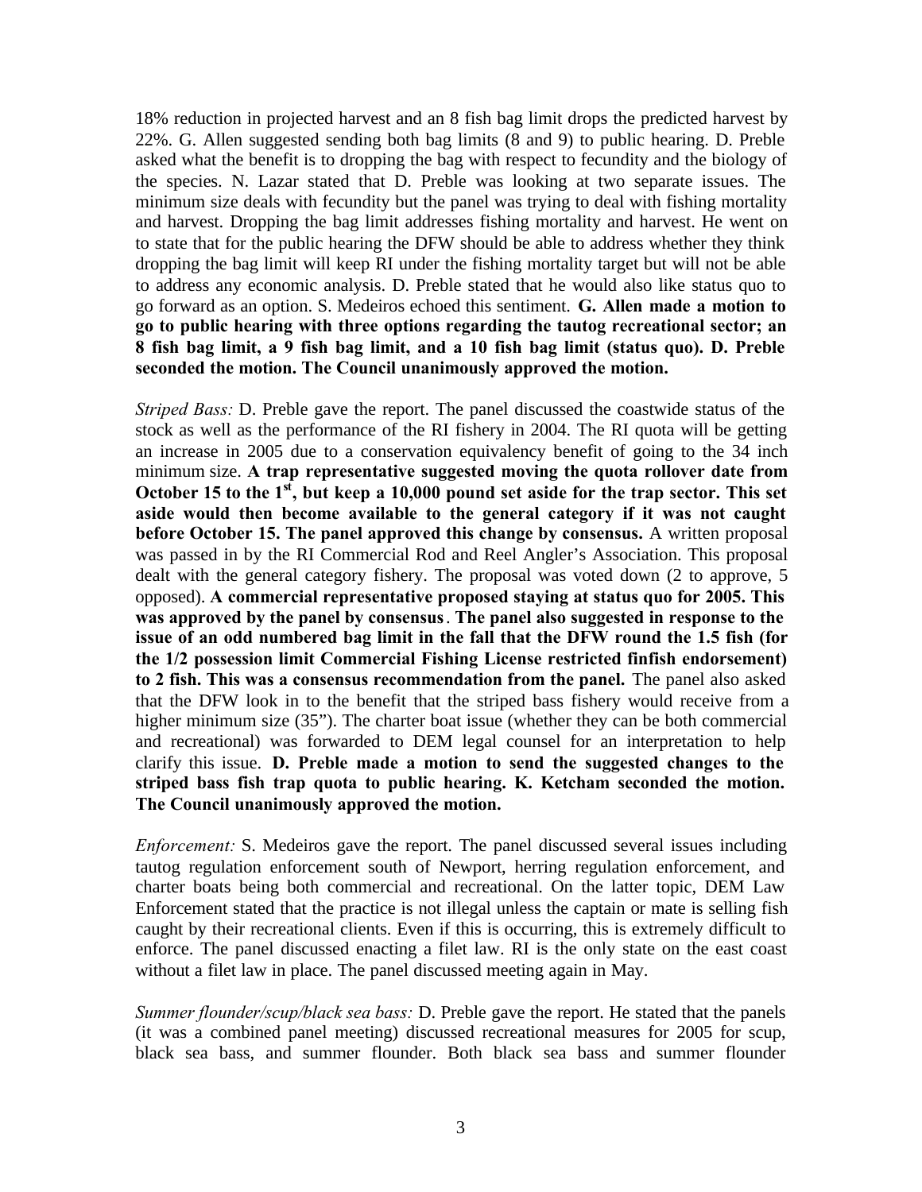18% reduction in projected harvest and an 8 fish bag limit drops the predicted harvest by 22%. G. Allen suggested sending both bag limits (8 and 9) to public hearing. D. Preble asked what the benefit is to dropping the bag with respect to fecundity and the biology of the species. N. Lazar stated that D. Preble was looking at two separate issues. The minimum size deals with fecundity but the panel was trying to deal with fishing mortality and harvest. Dropping the bag limit addresses fishing mortality and harvest. He went on to state that for the public hearing the DFW should be able to address whether they think dropping the bag limit will keep RI under the fishing mortality target but will not be able to address any economic analysis. D. Preble stated that he would also like status quo to go forward as an option. S. Medeiros echoed this sentiment. **G. Allen made a motion to go to public hearing with three options regarding the tautog recreational sector; an 8 fish bag limit, a 9 fish bag limit, and a 10 fish bag limit (status quo). D. Preble seconded the motion. The Council unanimously approved the motion.**

*Striped Bass:* D. Preble gave the report. The panel discussed the coastwide status of the stock as well as the performance of the RI fishery in 2004. The RI quota will be getting an increase in 2005 due to a conservation equivalency benefit of going to the 34 inch minimum size. **A trap representative suggested moving the quota rollover date from October 15 to the 1st, but keep a 10,000 pound set aside for the trap sector. This set aside would then become available to the general category if it was not caught before October 15. The panel approved this change by consensus.** A written proposal was passed in by the RI Commercial Rod and Reel Angler's Association. This proposal dealt with the general category fishery. The proposal was voted down (2 to approve, 5 opposed). **A commercial representative proposed staying at status quo for 2005. This was approved by the panel by consensus**. **The panel also suggested in response to the issue of an odd numbered bag limit in the fall that the DFW round the 1.5 fish (for the 1/2 possession limit Commercial Fishing License restricted finfish endorsement) to 2 fish. This was a consensus recommendation from the panel.** The panel also asked that the DFW look in to the benefit that the striped bass fishery would receive from a higher minimum size (35"). The charter boat issue (whether they can be both commercial and recreational) was forwarded to DEM legal counsel for an interpretation to help clarify this issue. **D. Preble made a motion to send the suggested changes to the striped bass fish trap quota to public hearing. K. Ketcham seconded the motion. The Council unanimously approved the motion.**

*Enforcement:* S. Medeiros gave the report. The panel discussed several issues including tautog regulation enforcement south of Newport, herring regulation enforcement, and charter boats being both commercial and recreational. On the latter topic, DEM Law Enforcement stated that the practice is not illegal unless the captain or mate is selling fish caught by their recreational clients. Even if this is occurring, this is extremely difficult to enforce. The panel discussed enacting a filet law. RI is the only state on the east coast without a filet law in place. The panel discussed meeting again in May.

*Summer flounder/scup/black sea bass:* D. Preble gave the report. He stated that the panels (it was a combined panel meeting) discussed recreational measures for 2005 for scup, black sea bass, and summer flounder. Both black sea bass and summer flounder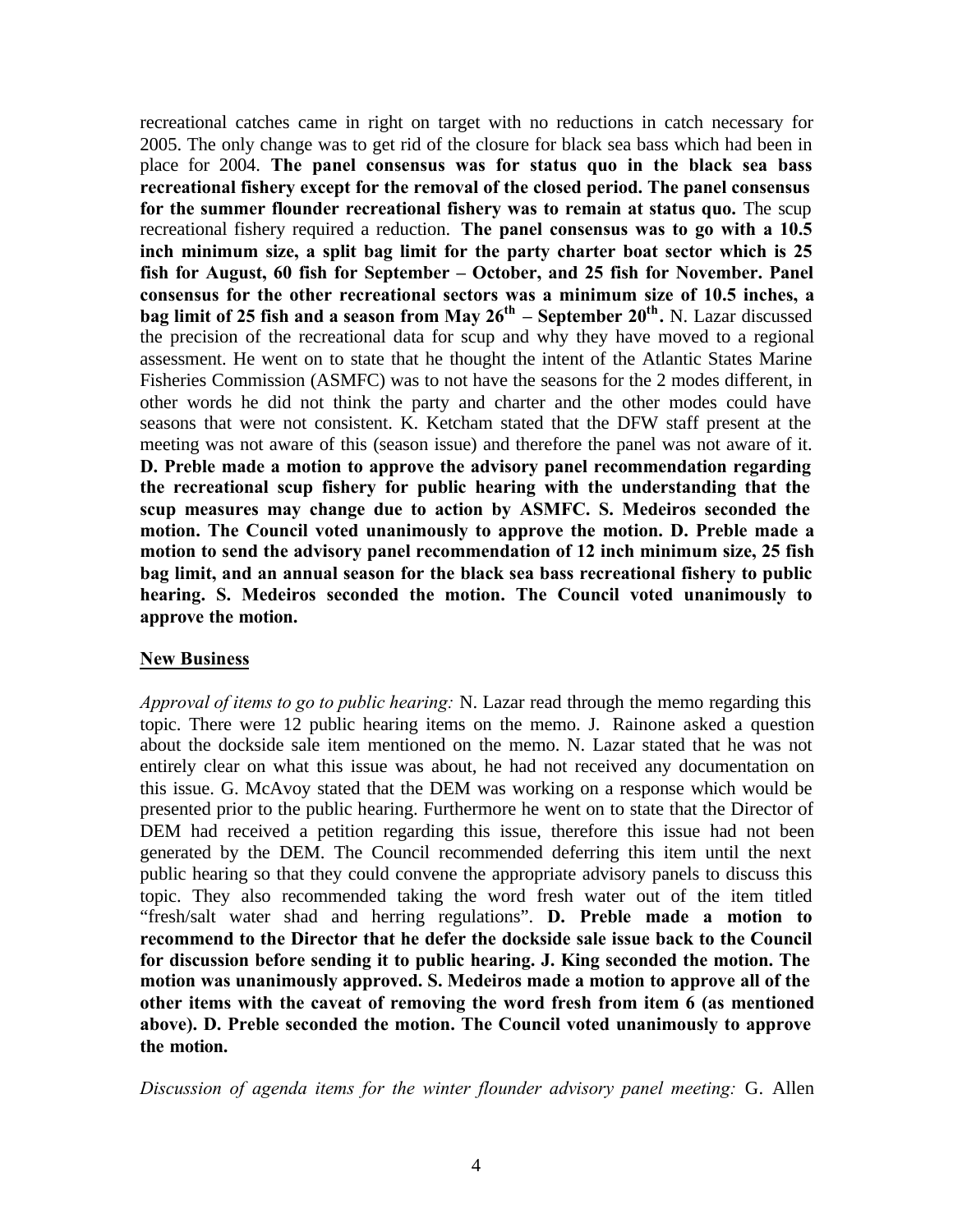recreational catches came in right on target with no reductions in catch necessary for 2005. The only change was to get rid of the closure for black sea bass which had been in place for 2004. **The panel consensus was for status quo in the black sea bass recreational fishery except for the removal of the closed period. The panel consensus for the summer flounder recreational fishery was to remain at status quo.** The scup recreational fishery required a reduction. **The panel consensus was to go with a 10.5 inch minimum size, a split bag limit for the party charter boat sector which is 25 fish for August, 60 fish for September – October, and 25 fish for November. Panel consensus for the other recreational sectors was a minimum size of 10.5 inches, a bag limit of 25 fish and a season from May 26th – September 20th.** N. Lazar discussed the precision of the recreational data for scup and why they have moved to a regional assessment. He went on to state that he thought the intent of the Atlantic States Marine Fisheries Commission (ASMFC) was to not have the seasons for the 2 modes different, in other words he did not think the party and charter and the other modes could have seasons that were not consistent. K. Ketcham stated that the DFW staff present at the meeting was not aware of this (season issue) and therefore the panel was not aware of it. **D. Preble made a motion to approve the advisory panel recommendation regarding the recreational scup fishery for public hearing with the understanding that the scup measures may change due to action by ASMFC. S. Medeiros seconded the motion. The Council voted unanimously to approve the motion. D. Preble made a motion to send the advisory panel recommendation of 12 inch minimum size, 25 fish bag limit, and an annual season for the black sea bass recreational fishery to public hearing. S. Medeiros seconded the motion. The Council voted unanimously to approve the motion.**

## New Business

*Approval of items to go to public hearing:* N. Lazar read through the memo regarding this topic. There were 12 public hearing items on the memo. J. Rainone asked a question about the dockside sale item mentioned on the memo. N. Lazar stated that he was not entirely clear on what this issue was about, he had not received any documentation on this issue. G. McAvoy stated that the DEM was working on a response which would be presented prior to the public hearing. Furthermore he went on to state that the Director of DEM had received a petition regarding this issue, therefore this issue had not been generated by the DEM. The Council recommended deferring this item until the next public hearing so that they could convene the appropriate advisory panels to discuss this topic. They also recommended taking the word fresh water out of the item titled "fresh/salt water shad and herring regulations". **D. Preble made a motion to recommend to the Director that he defer the dockside sale issue back to the Council for discussion before sending it to public hearing. J. King seconded the motion. The motion was unanimously approved. S. Medeiros made a motion to approve all of the other items with the caveat of removing the word fresh from item 6 (as mentioned above). D. Preble seconded the motion. The Council voted unanimously to approve the motion.**

*Discussion of agenda items for the winter flounder advisory panel meeting:* G. Allen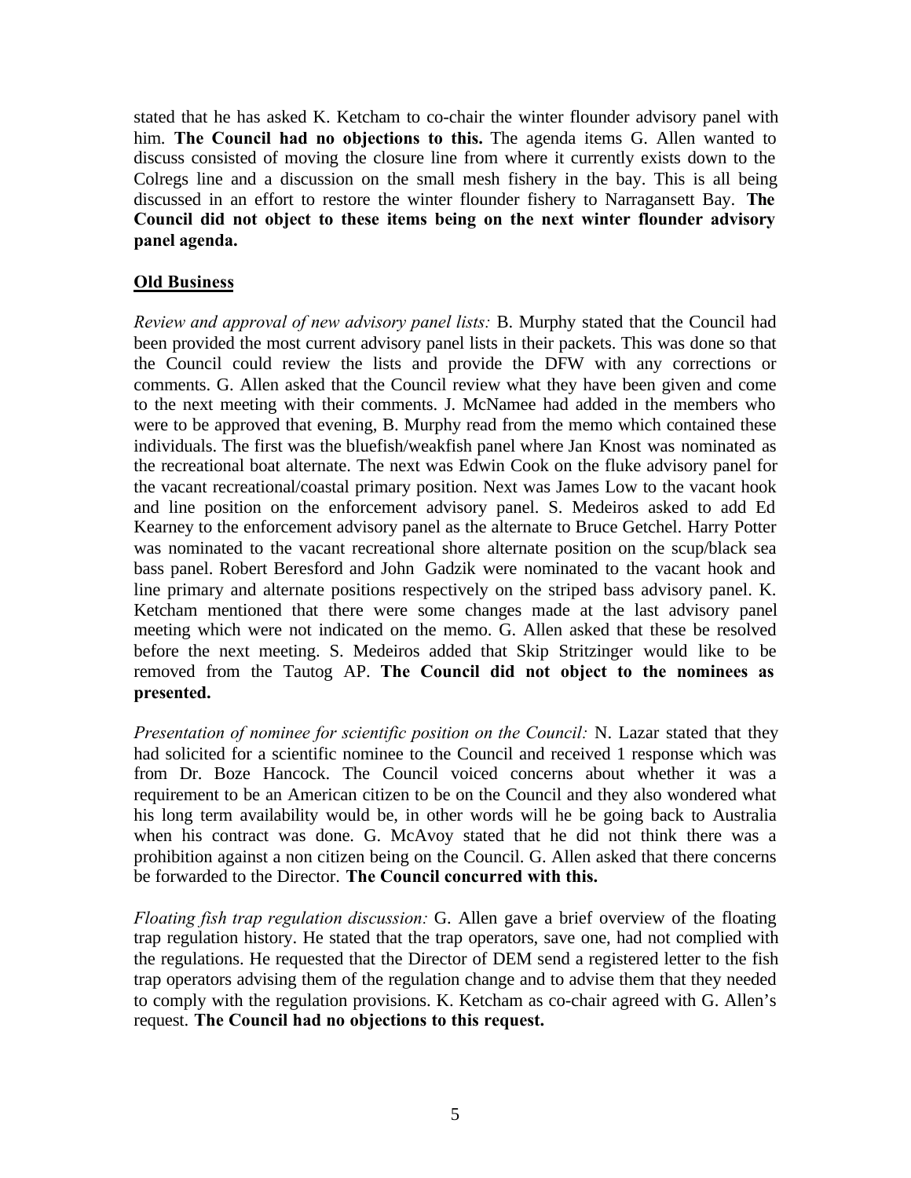stated that he has asked K. Ketcham to co-chair the winter flounder advisory panel with him. **The Council had no objections to this.** The agenda items G. Allen wanted to discuss consisted of moving the closure line from where it currently exists down to the Colregs line and a discussion on the small mesh fishery in the bay. This is all being discussed in an effort to restore the winter flounder fishery to Narragansett Bay. **The Council did not object to these items being on the next winter flounder advisory panel agenda.**

**Old Business**

*Review and approval of new advisory panel lists:* B. Murphy stated that the Council had been provided the most current advisory panel lists in their packets. This was done so that the Council could review the lists and provide the DFW with any corrections or comments. G. Allen asked that the Council review what they have been given and come to the next meeting with their comments. J. McNamee had added in the members who were to be approved that evening, B. Murphy read from the memo which contained these individuals. The first was the bluefish/weakfish panel where Jan Knost was nominated as the recreational boat alternate. The next was Edwin Cook on the fluke advisory panel for the vacant recreational/coastal primary position. Next was James Low to the vacant hook and line position on the enforcement advisory panel. S. Medeiros asked to add Ed Kearney to the enforcement advisory panel as the alternate to Bruce Getchel. Harry Potter was nominated to the vacant recreational shore alternate position on the scup/black sea bass panel. Robert Beresford and John Gadzik were nominated to the vacant hook and line primary and alternate positions respectively on the striped bass advisory panel. K. Ketcham mentioned that there were some changes made at the last advisory panel meeting which were not indicated on the memo. G. Allen asked that these be resolved before the next meeting. S. Medeiros added that Skip Stritzinger would like to be removed from the Tautog AP. **The Council did not object to the nominees as presented.**

*Presentation of nominee for scientific position on the Council:* N. Lazar stated that they had solicited for a scientific nominee to the Council and received 1 response which was from Dr. Boze Hancock. The Council voiced concerns about whether it was a requirement to be an American citizen to be on the Council and they also wondered what his long term availability would be, in other words will he be going back to Australia when his contract was done. G. McAvoy stated that he did not think there was a prohibition against a non citizen being on the Council. G. Allen asked that there concerns be forwarded to the Director. **The Council concurred with this.**

*Floating fish trap regulation discussion:* G. Allen gave a brief overview of the floating trap regulation history. He stated that the trap operators, save one, had not complied with the regulations. He requested that the Director of DEM send a registered letter to the fish trap operators advising them of the regulation change and to advise them that they needed to comply with the regulation provisions. K. Ketcham as co-chair agreed with G. Allen's request. **The Council had no objections to this request.**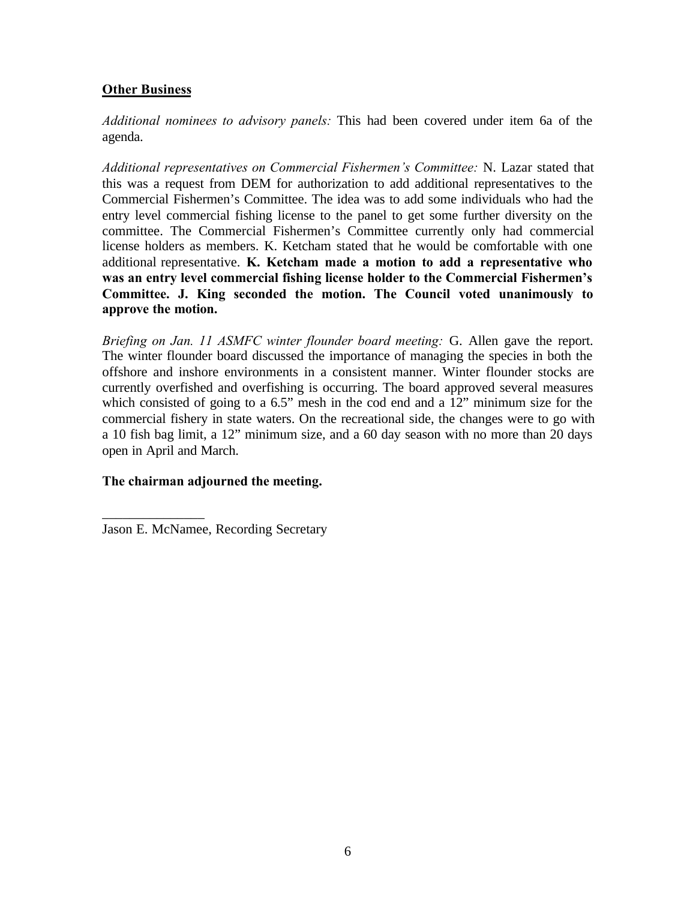**Other Business**

*Additional nominees to advisory panels:* This had been covered under item 6a of the agenda.

*Additional representatives on Commercial Fishermen's Committee:* N. Lazar stated that this was a request from DEM for authorization to add additional representatives to the Commercial Fishermen's Committee. The idea was to add some individuals who had the entry level commercial fishing license to the panel to get some further diversity on the committee. The Commercial Fishermen's Committee currently only had commercial license holders as members. K. Ketcham stated that he would be comfortable with one additional representative. **K. Ketcham made a motion to add a representative who was an entry level commercial fishing license holder to the Commercial Fishermen's Committee. J. King seconded the motion. The Council voted unanimously to approve the motion.**

*Briefing on Jan. 11 ASMFC winter flounder board meeting:* G. Allen gave the report. The winter flounder board discussed the importance of managing the species in both the offshore and inshore environments in a consistent manner. Winter flounder stocks are currently overfished and overfishing is occurring. The board approved several measures which consisted of going to a 6.5" mesh in the cod end and a 12" minimum size for the commercial fishery in state waters. On the recreational side, the changes were to go with a 10 fish bag limit, a 12" minimum size, and a 60 day season with no more than 20 days open in April and March.

**The chairman adjourned the meeting.**

_______________
Jason E. McNamee, Recording Secretary